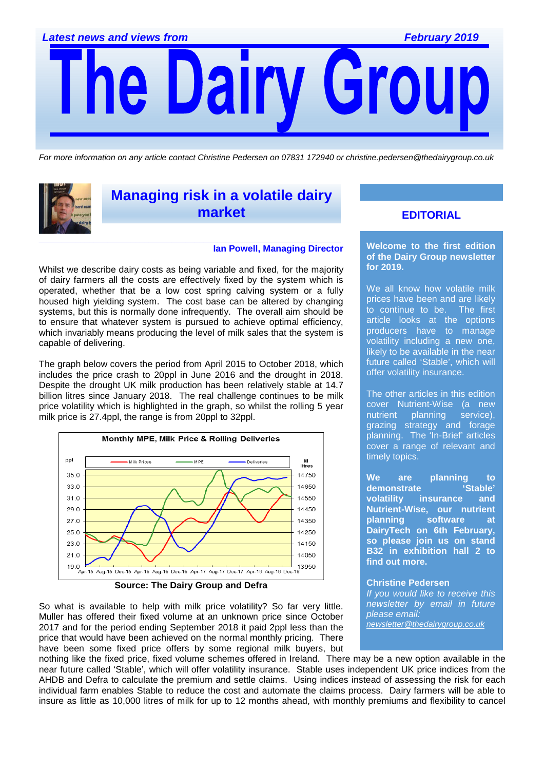*Latest news and views from* *February 2019*

# The Dairy Group

*For more information on any article contact Christine Pedersen on 07831 172940 or christine.pedersen@thedairygroup.co.uk*

## Managing risk in a volatile dairy market

**Ian Powell, Managing Director**

Whilst we describe dairy costs as being variable and fixed, for the majority of dairy farmers all the costs are effectively fixed by the system which is operated, whether that be a low cost spring calving system or a fully housed high yielding system. The cost base can be altered by changing systems, but this is normally done infrequently. The overall aim should be to ensure that whatever system is pursued to achieve optimal efficiency, which invariably means producing the level of milk sales that the system is capable of delivering.

The graph below covers the period from April 2015 to October 2018, which includes the price crash to 20ppl in June 2016 and the drought in 2018. Despite the drought UK milk production has been relatively stable at 14.7 billion litres since January 2018. The real challenge continues to be milk price volatility which is highlighted in the graph, so whilst the rolling 5 year milk price is 27.4ppl, the range is from 20ppl to 32ppl.

**Source: The Dairy Group and Defra**

So what is available to help with milk price volatility? So far very little. Muller has offered their fixed volume at an unknown price since October 2017 and for the period ending September 2018 it paid 2ppl less than the price that would have been achieved on the normal monthly pricing. There have been some fixed price offers by some regional milk buyers, but nothing like the fixed price, fixed volume schemes offered in Ireland. There may be a new option available in the near future called 'Stable', which will offer volatility insurance. Stable uses independent UK price indices from the AHDB and Defra to calculate the premium and settle claims. Using indices instead of assessing the risk for each individual farm enables Stable to reduce the cost and automate the claims process. Dairy farmers will be able to insure as little as 10,000 litres of milk for up to 12 months ahead, with monthly premiums and flexibility to cancel

## EDITORIAL

**Welcome to the first edition of the Dairy Group newsletter for 2019.**

We all know how volatile milk prices have been and are likely to continue to be. The first article looks at the options producers have to manage volatility including a new one, likely to be available in the near future called 'Stable', which will offer volatility insurance.

The other articles in this edition cover Nutrient-Wise (a new nutrient planning service), grazing strategy and forage planning. The 'In-Brief' articles cover a range of relevant and timely topics.

**We are planning to demonstrate 'Stable' volatility insurance and Nutrient-Wise, our nutrient planning software at DairyTech on 6th February, so please join us on stand B32 in exhibition hall 2 to find out more.**

**Christine Pedersen**

*If you would like to receive this newsletter by email in future please email:*
*newsletter@thedairygroup.co.uk*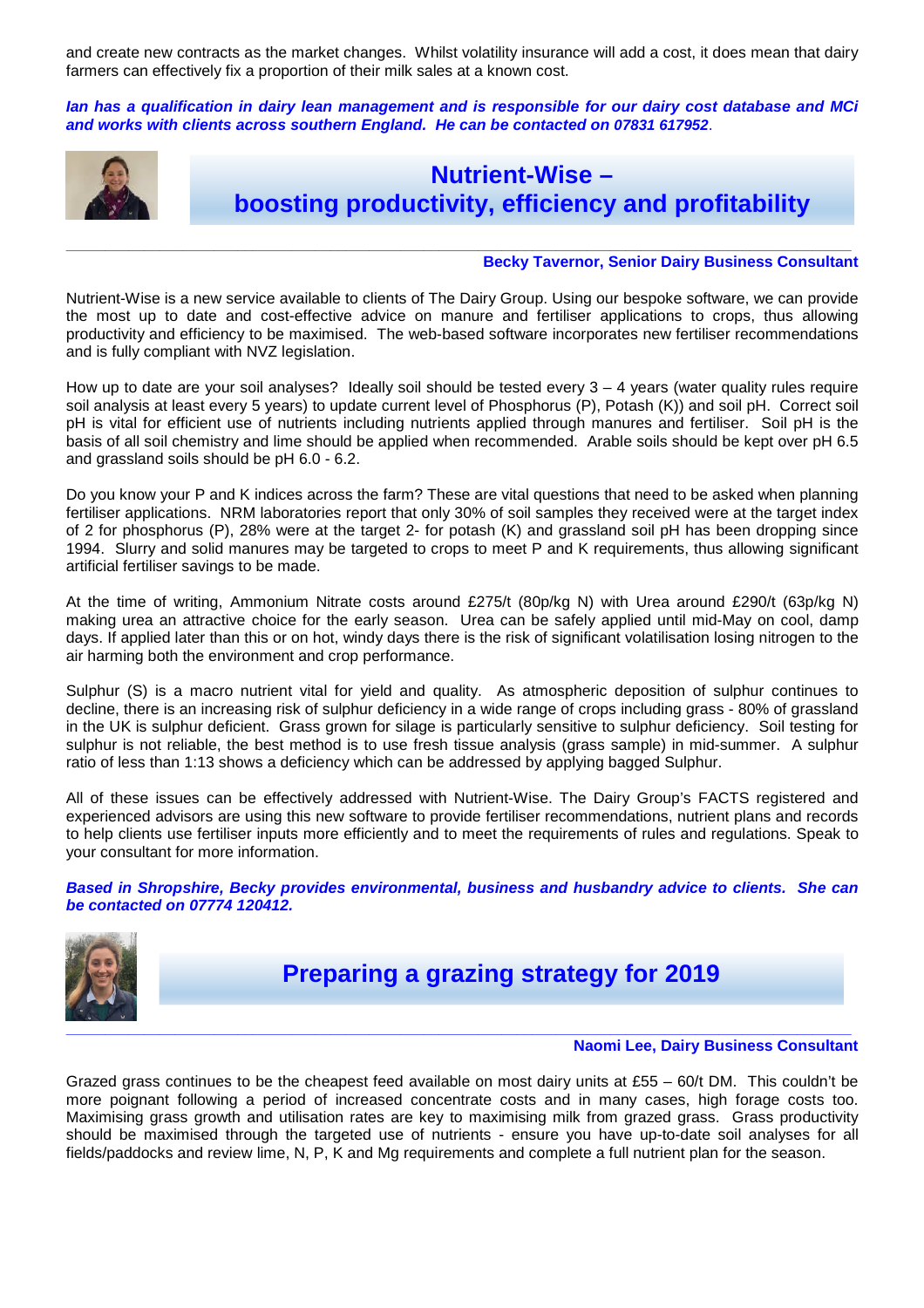and create new contracts as the market changes. Whilst volatility insurance will add a cost, it does mean that dairy farmers can effectively fix a proportion of their milk sales at a known cost.

***Ian has a qualification in dairy lean management and is responsible for our dairy cost database and MCi and works with clients across southern England. He can be contacted on 07831 617952***.

## Nutrient-Wise – boosting productivity, efficiency and profitability

**Becky Tavernor, Senior Dairy Business Consultant**

Nutrient-Wise is a new service available to clients of The Dairy Group. Using our bespoke software, we can provide the most up to date and cost-effective advice on manure and fertiliser applications to crops, thus allowing productivity and efficiency to be maximised. The web-based software incorporates new fertiliser recommendations and is fully compliant with NVZ legislation.

How up to date are your soil analyses? Ideally soil should be tested every 3 – 4 years (water quality rules require soil analysis at least every 5 years) to update current level of Phosphorus (P), Potash (K)) and soil pH. Correct soil pH is vital for efficient use of nutrients including nutrients applied through manures and fertiliser. Soil pH is the basis of all soil chemistry and lime should be applied when recommended. Arable soils should be kept over pH 6.5 and grassland soils should be pH 6.0 - 6.2.

Do you know your P and K indices across the farm? These are vital questions that need to be asked when planning fertiliser applications. NRM laboratories report that only 30% of soil samples they received were at the target index of 2 for phosphorus (P), 28% were at the target 2- for potash (K) and grassland soil pH has been dropping since 1994. Slurry and solid manures may be targeted to crops to meet P and K requirements, thus allowing significant artificial fertiliser savings to be made.

At the time of writing, Ammonium Nitrate costs around £275/t (80p/kg N) with Urea around £290/t (63p/kg N) making urea an attractive choice for the early season. Urea can be safely applied until mid-May on cool, damp days. If applied later than this or on hot, windy days there is the risk of significant volatilisation losing nitrogen to the air harming both the environment and crop performance.

Sulphur (S) is a macro nutrient vital for yield and quality. As atmospheric deposition of sulphur continues to decline, there is an increasing risk of sulphur deficiency in a wide range of crops including grass - 80% of grassland in the UK is sulphur deficient. Grass grown for silage is particularly sensitive to sulphur deficiency. Soil testing for sulphur is not reliable, the best method is to use fresh tissue analysis (grass sample) in mid-summer. A sulphur ratio of less than 1:13 shows a deficiency which can be addressed by applying bagged Sulphur.

All of these issues can be effectively addressed with Nutrient-Wise. The Dairy Group's FACTS registered and experienced advisors are using this new software to provide fertiliser recommendations, nutrient plans and records to help clients use fertiliser inputs more efficiently and to meet the requirements of rules and regulations. Speak to your consultant for more information.

***Based in Shropshire, Becky provides environmental, business and husbandry advice to clients. She can be contacted on 07774 120412.***

## Preparing a grazing strategy for 2019

**Naomi Lee, Dairy Business Consultant**

Grazed grass continues to be the cheapest feed available on most dairy units at £55 – 60/t DM. This couldn't be more poignant following a period of increased concentrate costs and in many cases, high forage costs too. Maximising grass growth and utilisation rates are key to maximising milk from grazed grass. Grass productivity should be maximised through the targeted use of nutrients - ensure you have up-to-date soil analyses for all fields/paddocks and review lime, N, P, K and Mg requirements and complete a full nutrient plan for the season.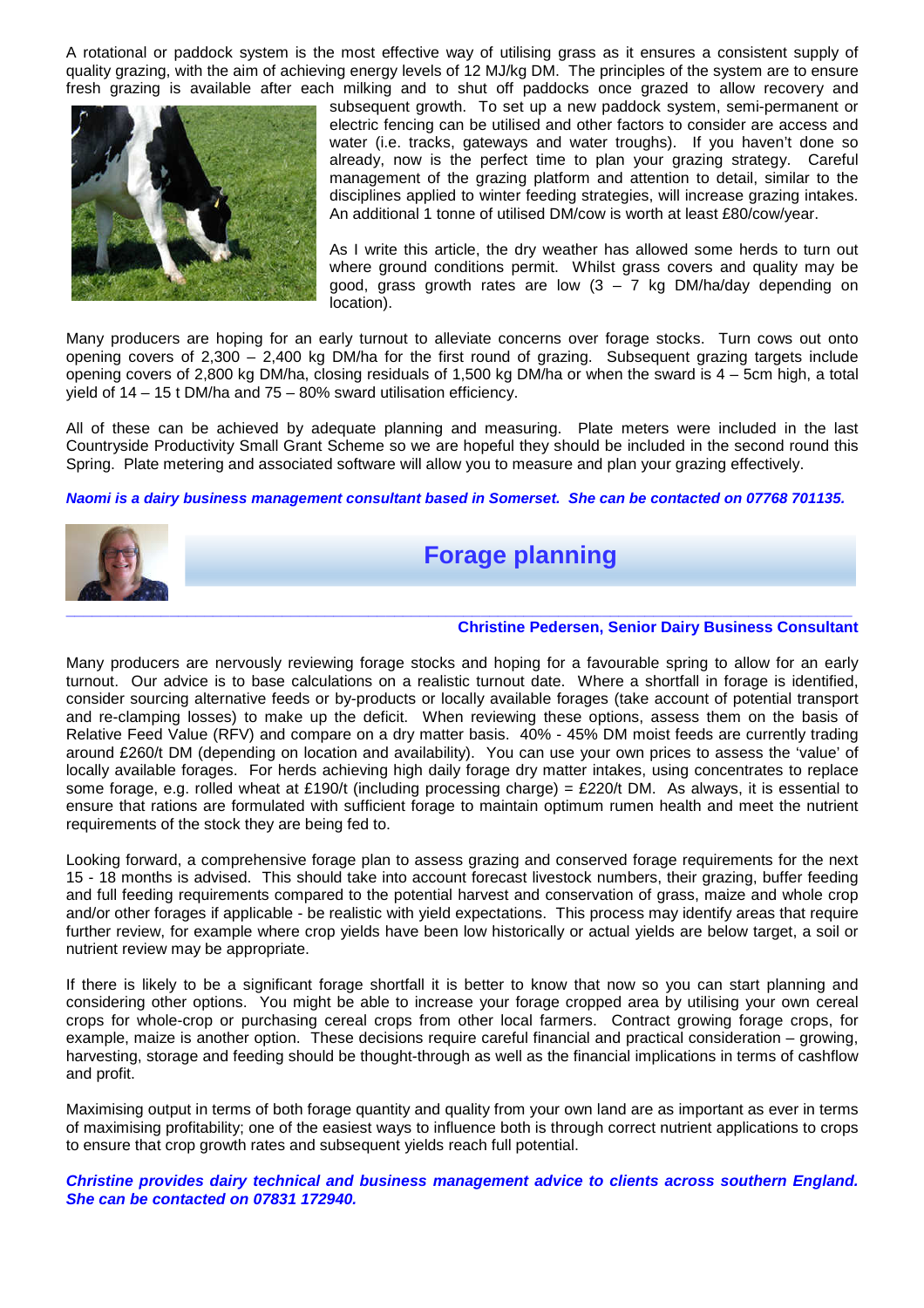A rotational or paddock system is the most effective way of utilising grass as it ensures a consistent supply of quality grazing, with the aim of achieving energy levels of 12 MJ/kg DM. The principles of the system are to ensure fresh grazing is available after each milking and to shut off paddocks once grazed to allow recovery and subsequent growth. To set up a new paddock system, semi-permanent or electric fencing can be utilised and other factors to consider are access and water (i.e. tracks, gateways and water troughs). If you haven't done so already, now is the perfect time to plan your grazing strategy. Careful management of the grazing platform and attention to detail, similar to the disciplines applied to winter feeding strategies, will increase grazing intakes. An additional 1 tonne of utilised DM/cow is worth at least £80/cow/year.

As I write this article, the dry weather has allowed some herds to turn out where ground conditions permit. Whilst grass covers and quality may be good, grass growth rates are low (3 – 7 kg DM/ha/day depending on location).

Many producers are hoping for an early turnout to alleviate concerns over forage stocks. Turn cows out onto opening covers of 2,300 – 2,400 kg DM/ha for the first round of grazing. Subsequent grazing targets include opening covers of 2,800 kg DM/ha, closing residuals of 1,500 kg DM/ha or when the sward is 4 – 5cm high, a total yield of 14 – 15 t DM/ha and 75 – 80% sward utilisation efficiency.

All of these can be achieved by adequate planning and measuring. Plate meters were included in the last Countryside Productivity Small Grant Scheme so we are hopeful they should be included in the second round this Spring. Plate metering and associated software will allow you to measure and plan your grazing effectively.

***Naomi is a dairy business management consultant based in Somerset. She can be contacted on 07768 701135.***

## Forage planning

**Christine Pedersen, Senior Dairy Business Consultant**

Many producers are nervously reviewing forage stocks and hoping for a favourable spring to allow for an early turnout. Our advice is to base calculations on a realistic turnout date. Where a shortfall in forage is identified, consider sourcing alternative feeds or by-products or locally available forages (take account of potential transport and re-clamping losses) to make up the deficit. When reviewing these options, assess them on the basis of Relative Feed Value (RFV) and compare on a dry matter basis. 40% - 45% DM moist feeds are currently trading around £260/t DM (depending on location and availability). You can use your own prices to assess the 'value' of locally available forages. For herds achieving high daily forage dry matter intakes, using concentrates to replace some forage, e.g. rolled wheat at £190/t (including processing charge) = £220/t DM. As always, it is essential to ensure that rations are formulated with sufficient forage to maintain optimum rumen health and meet the nutrient requirements of the stock they are being fed to.

Looking forward, a comprehensive forage plan to assess grazing and conserved forage requirements for the next 15 - 18 months is advised. This should take into account forecast livestock numbers, their grazing, buffer feeding and full feeding requirements compared to the potential harvest and conservation of grass, maize and whole crop and/or other forages if applicable - be realistic with yield expectations. This process may identify areas that require further review, for example where crop yields have been low historically or actual yields are below target, a soil or nutrient review may be appropriate.

If there is likely to be a significant forage shortfall it is better to know that now so you can start planning and considering other options. You might be able to increase your forage cropped area by utilising your own cereal crops for whole-crop or purchasing cereal crops from other local farmers. Contract growing forage crops, for example, maize is another option. These decisions require careful financial and practical consideration – growing, harvesting, storage and feeding should be thought-through as well as the financial implications in terms of cashflow and profit.

Maximising output in terms of both forage quantity and quality from your own land are as important as ever in terms of maximising profitability; one of the easiest ways to influence both is through correct nutrient applications to crops to ensure that crop growth rates and subsequent yields reach full potential.

***Christine provides dairy technical and business management advice to clients across southern England. She can be contacted on 07831 172940.***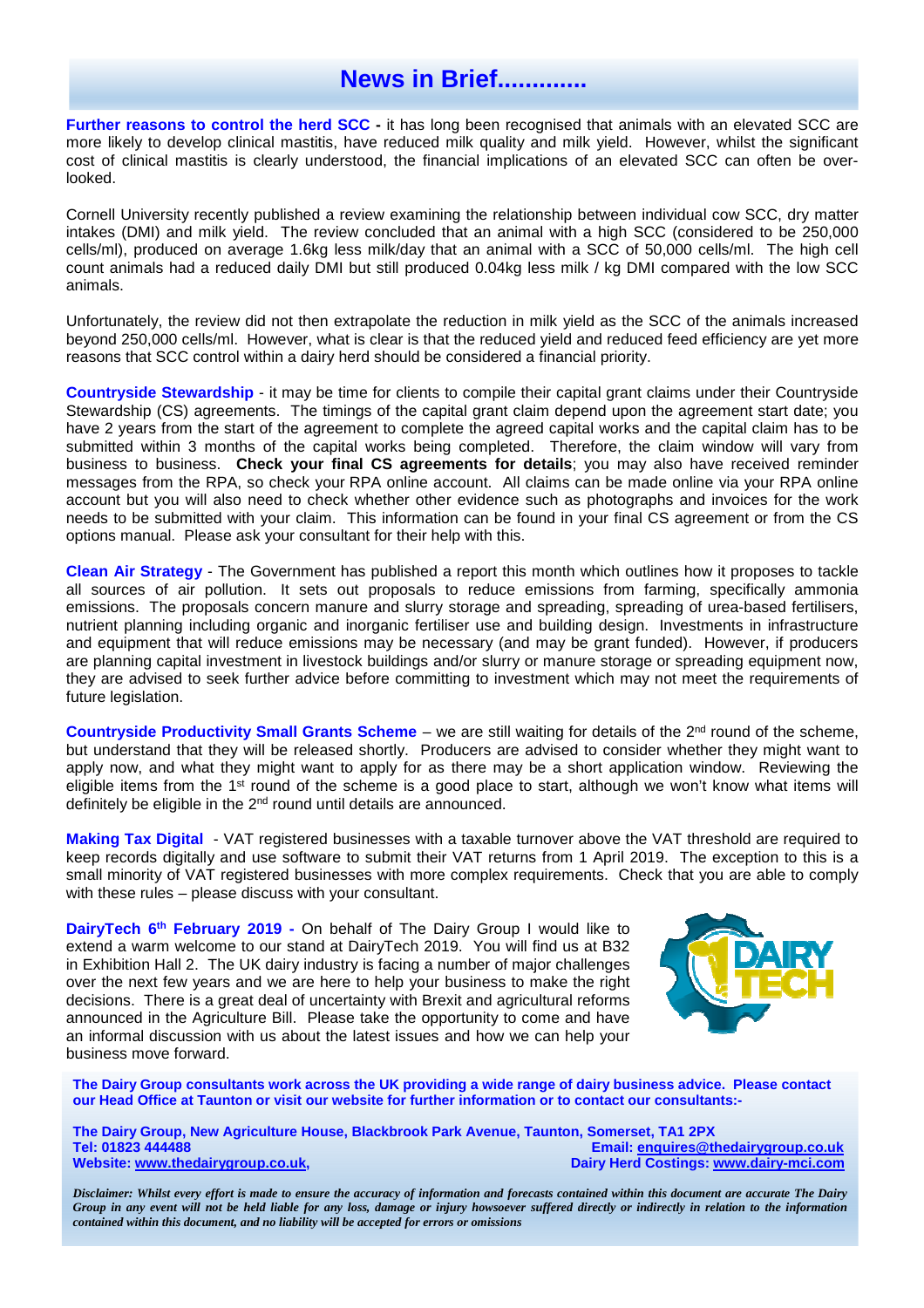# News in Brief............

**Further reasons to control the herd SCC -** it has long been recognised that animals with an elevated SCC are more likely to develop clinical mastitis, have reduced milk quality and milk yield. However, whilst the significant cost of clinical mastitis is clearly understood, the financial implications of an elevated SCC can often be over-looked.

Cornell University recently published a review examining the relationship between individual cow SCC, dry matter intakes (DMI) and milk yield. The review concluded that an animal with a high SCC (considered to be 250,000 cells/ml), produced on average 1.6kg less milk/day that an animal with a SCC of 50,000 cells/ml. The high cell count animals had a reduced daily DMI but still produced 0.04kg less milk / kg DMI compared with the low SCC animals.

Unfortunately, the review did not then extrapolate the reduction in milk yield as the SCC of the animals increased beyond 250,000 cells/ml. However, what is clear is that the reduced yield and reduced feed efficiency are yet more reasons that SCC control within a dairy herd should be considered a financial priority.

**Countryside Stewardship** - it may be time for clients to compile their capital grant claims under their Countryside Stewardship (CS) agreements. The timings of the capital grant claim depend upon the agreement start date; you have 2 years from the start of the agreement to complete the agreed capital works and the capital claim has to be submitted within 3 months of the capital works being completed. Therefore, the claim window will vary from business to business. **Check your final CS agreements for details**; you may also have received reminder messages from the RPA, so check your RPA online account. All claims can be made online via your RPA online account but you will also need to check whether other evidence such as photographs and invoices for the work needs to be submitted with your claim. This information can be found in your final CS agreement or from the CS options manual. Please ask your consultant for their help with this.

**Clean Air Strategy** - The Government has published a report this month which outlines how it proposes to tackle all sources of air pollution. It sets out proposals to reduce emissions from farming, specifically ammonia emissions. The proposals concern manure and slurry storage and spreading, spreading of urea-based fertilisers, nutrient planning including organic and inorganic fertiliser use and building design. Investments in infrastructure and equipment that will reduce emissions may be necessary (and may be grant funded). However, if producers are planning capital investment in livestock buildings and/or slurry or manure storage or spreading equipment now, they are advised to seek further advice before committing to investment which may not meet the requirements of future legislation.

**Countryside Productivity Small Grants Scheme** – we are still waiting for details of the 2nd round of the scheme, but understand that they will be released shortly. Producers are advised to consider whether they might want to apply now, and what they might want to apply for as there may be a short application window. Reviewing the eligible items from the 1st round of the scheme is a good place to start, although we won't know what items will definitely be eligible in the 2nd round until details are announced.

**Making Tax Digital** - VAT registered businesses with a taxable turnover above the VAT threshold are required to keep records digitally and use software to submit their VAT returns from 1 April 2019. The exception to this is a small minority of VAT registered businesses with more complex requirements. Check that you are able to comply with these rules – please discuss with your consultant.

**DairyTech 6th February 2019 -** On behalf of The Dairy Group I would like to extend a warm welcome to our stand at DairyTech 2019. You will find us at B32 in Exhibition Hall 2. The UK dairy industry is facing a number of major challenges over the next few years and we are here to help your business to make the right decisions. There is a great deal of uncertainty with Brexit and agricultural reforms announced in the Agriculture Bill. Please take the opportunity to come and have an informal discussion with us about the latest issues and how we can help your business move forward.

**The Dairy Group consultants work across the UK providing a wide range of dairy business advice. Please contact our Head Office at Taunton or visit our website for further information or to contact our consultants:-**

**The Dairy Group, New Agriculture House, Blackbrook Park Avenue, Taunton, Somerset, TA1 2PX**
**Tel: 01823 444488** **Email: enquires@thedairygroup.co.uk**
**Website: www.thedairygroup.co.uk,** **Dairy Herd Costings: www.dairy-mci.com**

*Disclaimer: Whilst every effort is made to ensure the accuracy of information and forecasts contained within this document are accurate The Dairy Group in any event will not be held liable for any loss, damage or injury howsoever suffered directly or indirectly in relation to the information contained within this document, and no liability will be accepted for errors or omissions*